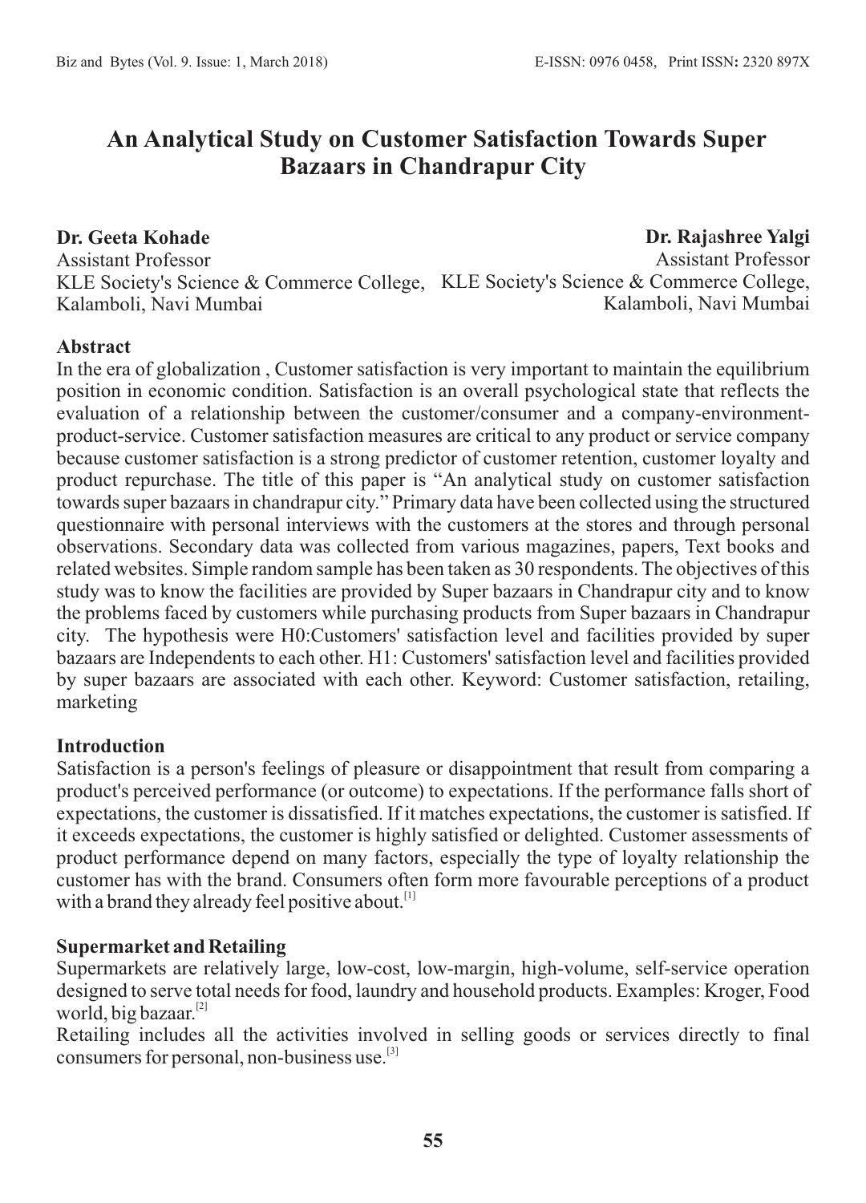# An Analytical Study on Customer Satisfaction Towards Super Bazaars in Chandrapur City

**Dr. Geeta Kohade**
Assistant Professor
KLE Society's Science & Commerce College,
Kalamboli, Navi Mumbai

**Dr. Rajashree Yalgi**
Assistant Professor
KLE Society's Science & Commerce College,
Kalamboli, Navi Mumbai

## Abstract

In the era of globalization , Customer satisfaction is very important to maintain the equilibrium position in economic condition. Satisfaction is an overall psychological state that reflects the evaluation of a relationship between the customer/consumer and a company-environment-product-service. Customer satisfaction measures are critical to any product or service company because customer satisfaction is a strong predictor of customer retention, customer loyalty and product repurchase. The title of this paper is "An analytical study on customer satisfaction towards super bazaars in chandrapur city." Primary data have been collected using the structured questionnaire with personal interviews with the customers at the stores and through personal observations. Secondary data was collected from various magazines, papers, Text books and related websites. Simple random sample has been taken as 30 respondents. The objectives of this study was to know the facilities are provided by Super bazaars in Chandrapur city and to know the problems faced by customers while purchasing products from Super bazaars in Chandrapur city. The hypothesis were H0:Customers' satisfaction level and facilities provided by super bazaars are Independents to each other. H1: Customers' satisfaction level and facilities provided by super bazaars are associated with each other. Keyword: Customer satisfaction, retailing, marketing

## Introduction

Satisfaction is a person's feelings of pleasure or disappointment that result from comparing a product's perceived performance (or outcome) to expectations. If the performance falls short of expectations, the customer is dissatisfied. If it matches expectations, the customer is satisfied. If it exceeds expectations, the customer is highly satisfied or delighted. Customer assessments of product performance depend on many factors, especially the type of loyalty relationship the customer has with the brand. Consumers often form more favourable perceptions of a product with a brand they already feel positive about.[1]

## Supermarket and Retailing

Supermarkets are relatively large, low-cost, low-margin, high-volume, self-service operation designed to serve total needs for food, laundry and household products. Examples: Kroger, Food world, big bazaar.[2]

Retailing includes all the activities involved in selling goods or services directly to final consumers for personal, non-business use.[3]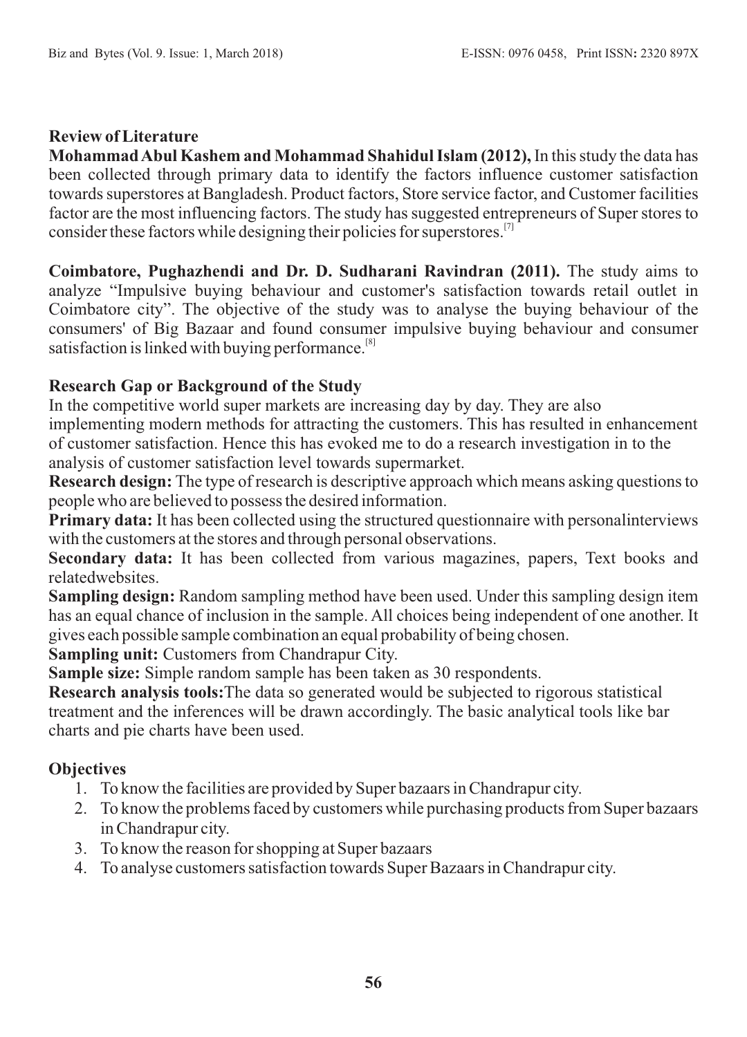## Review of Literature

**Mohammad Abul Kashem and Mohammad Shahidul Islam (2012),** In this study the data has been collected through primary data to identify the factors influence customer satisfaction towards superstores at Bangladesh. Product factors, Store service factor, and Customer facilities factor are the most influencing factors. The study has suggested entrepreneurs of Super stores to consider these factors while designing their policies for superstores.[7]

**Coimbatore, Pughazhendi and Dr. D. Sudharani Ravindran (2011).** The study aims to analyze "Impulsive buying behaviour and customer's satisfaction towards retail outlet in Coimbatore city". The objective of the study was to analyse the buying behaviour of the consumers' of Big Bazaar and found consumer impulsive buying behaviour and consumer satisfaction is linked with buying performance.[8]

## Research Gap or Background of the Study

In the competitive world super markets are increasing day by day. They are also implementing modern methods for attracting the customers. This has resulted in enhancement of customer satisfaction. Hence this has evoked me to do a research investigation in to the analysis of customer satisfaction level towards supermarket.

**Research design:** The type of research is descriptive approach which means asking questions to people who are believed to possess the desired information.

**Primary data:** It has been collected using the structured questionnaire with personalinterviews with the customers at the stores and through personal observations.

**Secondary data:** It has been collected from various magazines, papers, Text books and relatedwebsites.

**Sampling design:** Random sampling method have been used. Under this sampling design item has an equal chance of inclusion in the sample. All choices being independent of one another. It gives each possible sample combination an equal probability of being chosen.

**Sampling unit:** Customers from Chandrapur City.

**Sample size:** Simple random sample has been taken as 30 respondents.

**Research analysis tools:**The data so generated would be subjected to rigorous statistical treatment and the inferences will be drawn accordingly. The basic analytical tools like bar charts and pie charts have been used.

## Objectives

1. To know the facilities are provided by Super bazaars in Chandrapur city.
2. To know the problems faced by customers while purchasing products from Super bazaars in Chandrapur city.
3. To know the reason for shopping at Super bazaars
4. To analyse customers satisfaction towards Super Bazaars in Chandrapur city.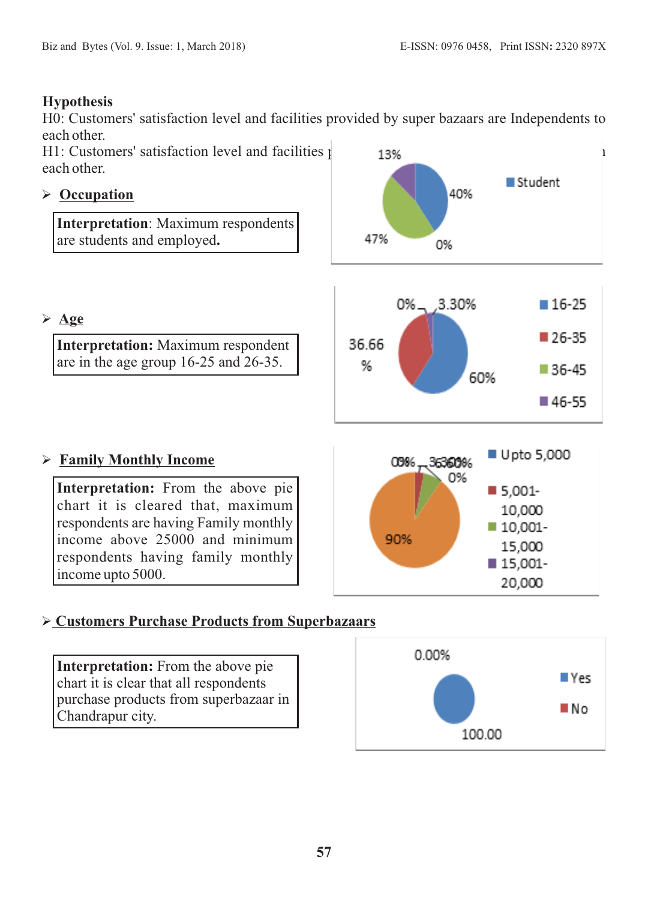**Hypothesis**

H0: Customers' satisfaction level and facilities provided by super bazaars are Independents to each other.

H1: Customers' satisfaction level and facilities p... each other.

➢ **Occupation**

**Interpretation**: Maximum respondents are students and employed.

➢ **Age**

**Interpretation:** Maximum respondent are in the age group 16-25 and 26-35.

➢ **Family Monthly Income**

**Interpretation:** From the above pie chart it is cleared that, maximum respondents are having Family monthly income above 25000 and minimum respondents having family monthly income upto 5000.

➢ **Customers Purchase Products from Superbazaars**

**Interpretation:** From the above pie chart it is clear that all respondents purchase products from superbazaar in Chandrapur city.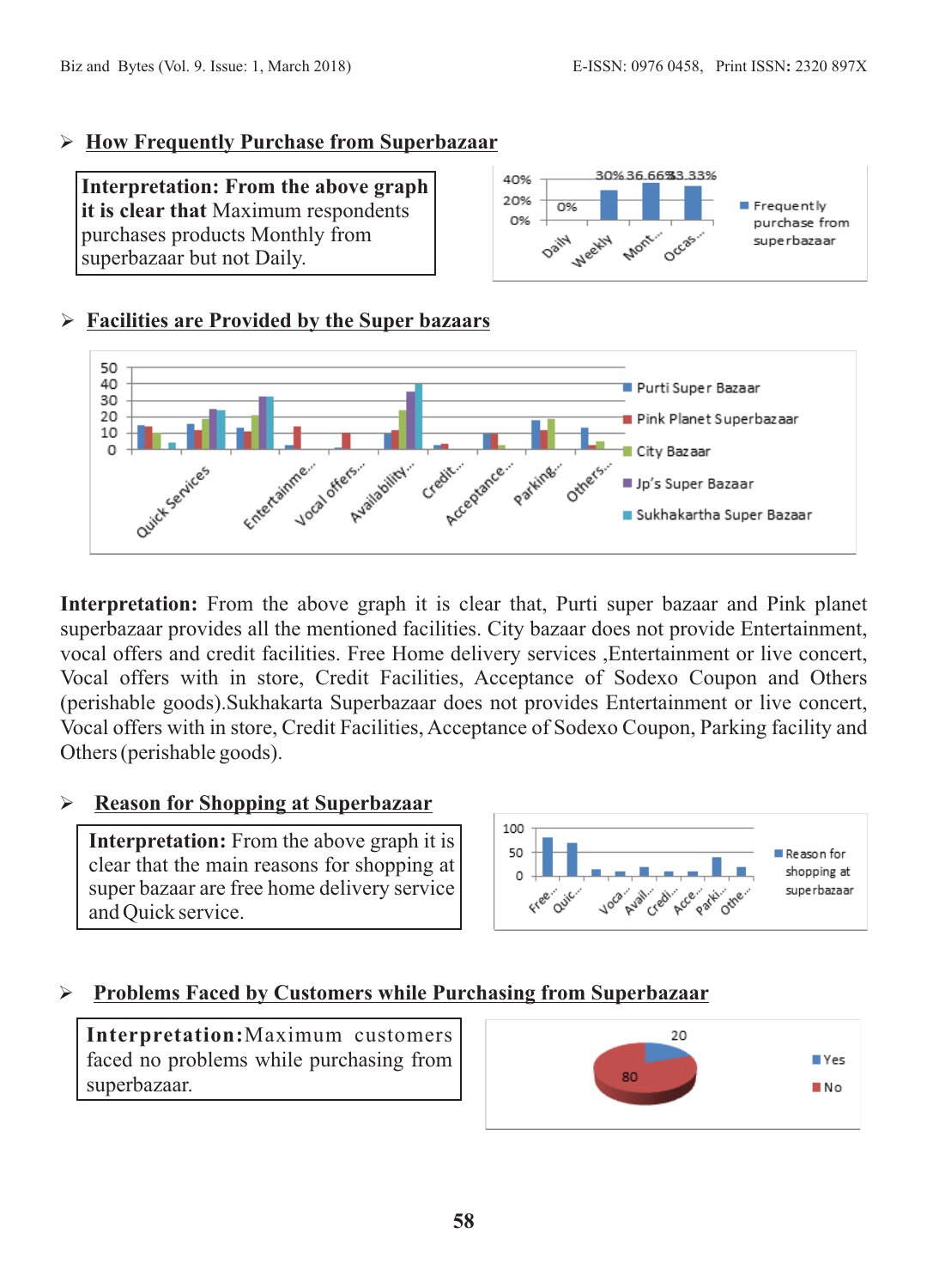## How Frequently Purchase from Superbazaar

**Interpretation: From the above graph it is clear that** Maximum respondents purchases products Monthly from superbazaar but not Daily.

## Facilities are Provided by the Super bazaars

**Interpretation:** From the above graph it is clear that, Purti super bazaar and Pink planet superbazaar provides all the mentioned facilities. City bazaar does not provide Entertainment, vocal offers and credit facilities. Free Home delivery services ,Entertainment or live concert, Vocal offers with in store, Credit Facilities, Acceptance of Sodexo Coupon and Others (perishable goods).Sukhakarta Superbazaar does not provides Entertainment or live concert, Vocal offers with in store, Credit Facilities, Acceptance of Sodexo Coupon, Parking facility and Others (perishable goods).

## Reason for Shopping at Superbazaar

**Interpretation:** From the above graph it is clear that the main reasons for shopping at super bazaar are free home delivery service and Quick service.

## Problems Faced by Customers while Purchasing from Superbazaar

**Interpretation:** Maximum customers faced no problems while purchasing from superbazaar.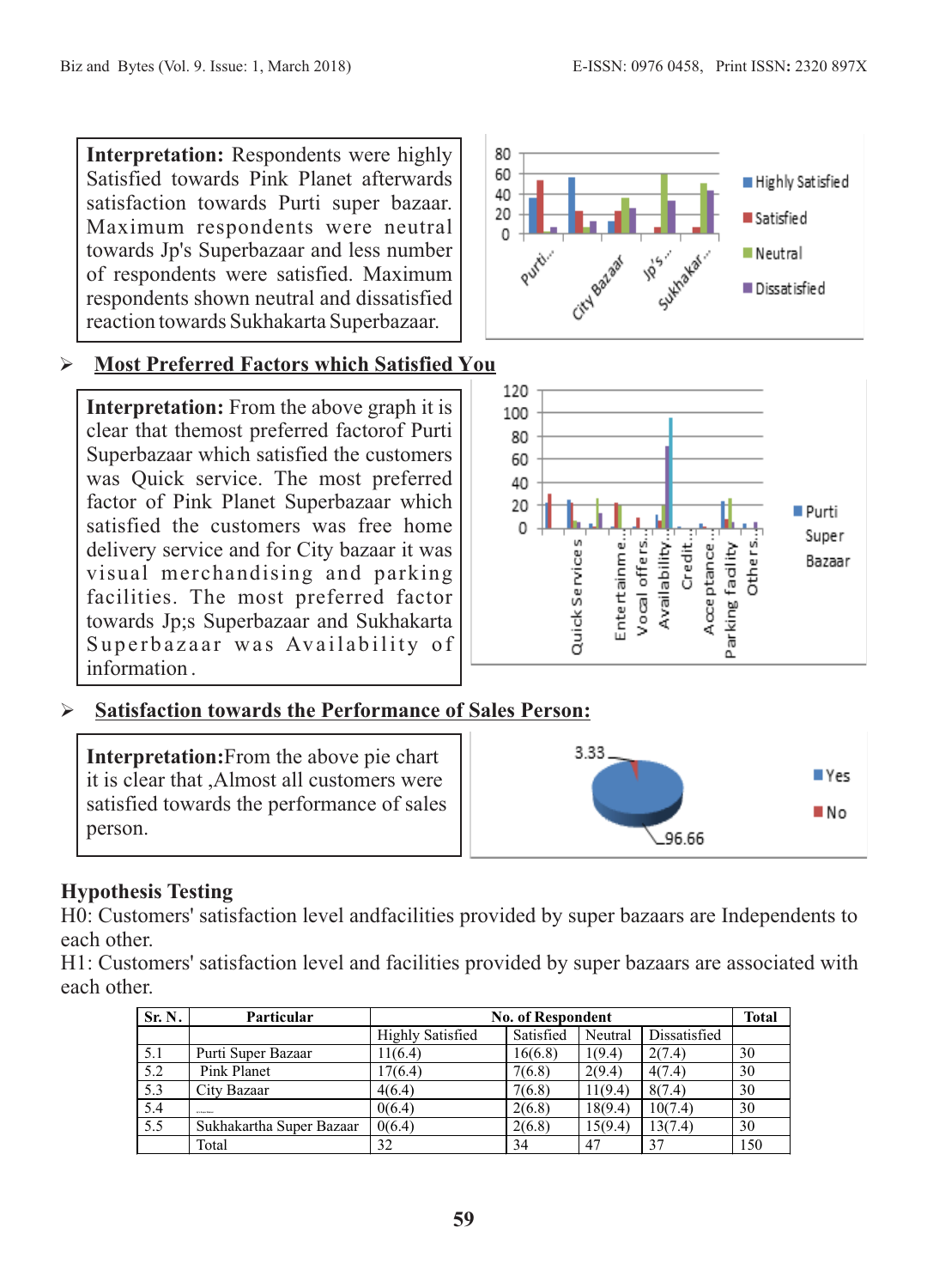**Interpretation:** Respondents were highly Satisfied towards Pink Planet afterwards satisfaction towards Purti super bazaar. Maximum respondents were neutral towards Jp's Superbazaar and less number of respondents were satisfied. Maximum respondents shown neutral and dissatisfied reaction towards Sukhakarta Superbazaar.

- **Most Preferred Factors which Satisfied You**

**Interpretation:** From the above graph it is clear that themost preferred factorof Purti Superbazaar which satisfied the customers was Quick service. The most preferred factor of Pink Planet Superbazaar which satisfied the customers was free home delivery service and for City bazaar it was visual merchandising and parking facilities. The most preferred factor towards Jp;s Superbazaar and Sukhakarta Superbazaar was Availability of information .

- **Satisfaction towards the Performance of Sales Person:**

**Interpretation:**From the above pie chart it is clear that ,Almost all customers were satisfied towards the performance of sales person.

## Hypothesis Testing

H0: Customers' satisfaction level andfacilities provided by super bazaars are Independents to each other.

H1: Customers' satisfaction level and facilities provided by super bazaars are associated with each other.

| Sr. N. | Particular | No. of Respondent | | | | Total |
|---|---|---|---|---|---|---|
| | | Highly Satisfied | Satisfied | Neutral | Dissatisfied | |
| 5.1 | Purti Super Bazaar | 11(6.4) | 16(6.8) | 1(9.4) | 2(7.4) | 30 |
| 5.2 | Pink Planet | 17(6.4) | 7(6.8) | 2(9.4) | 4(7.4) | 30 |
| 5.3 | City Bazaar | 4(6.4) | 7(6.8) | 11(9.4) | 8(7.4) | 30 |
| 5.4 | | 0(6.4) | 2(6.8) | 18(9.4) | 10(7.4) | 30 |
| 5.5 | Sukhakartha Super Bazaar | 0(6.4) | 2(6.8) | 15(9.4) | 13(7.4) | 30 |
| | Total | 32 | 34 | 47 | 37 | 150 |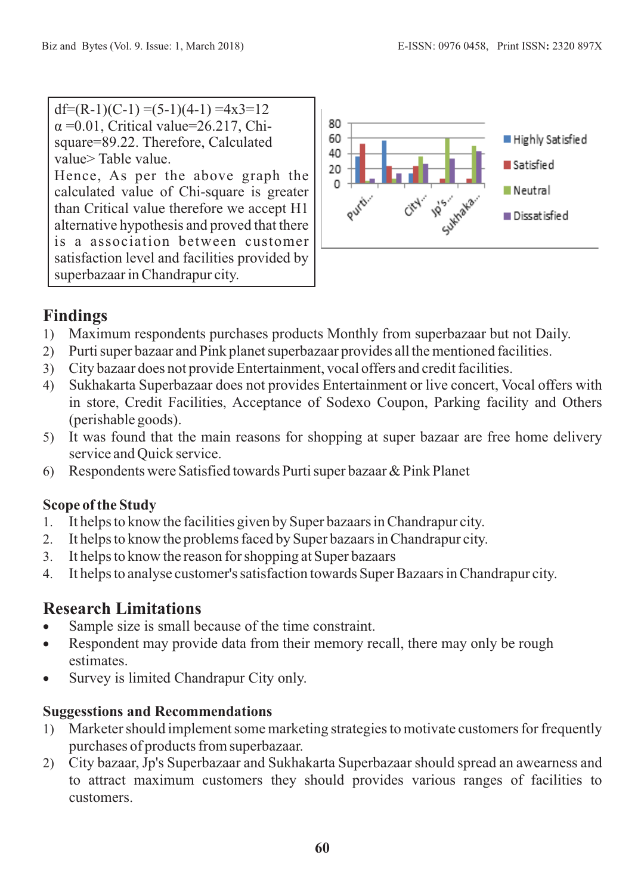df=(R-1)(C-1) =(5-1)(4-1) =4x3=12
α =0.01, Critical value=26.217, Chi-square=89.22. Therefore, Calculated value> Table value.
Hence, As per the above graph the calculated value of Chi-square is greater than Critical value therefore we accept H1 alternative hypothesis and proved that there is a association between customer satisfaction level and facilities provided by superbazaar in Chandrapur city.

## Findings

1) Maximum respondents purchases products Monthly from superbazaar but not Daily.
2) Purti super bazaar and Pink planet superbazaar provides all the mentioned facilities.
3) City bazaar does not provide Entertainment, vocal offers and credit facilities.
4) Sukhakarta Superbazaar does not provides Entertainment or live concert, Vocal offers with in store, Credit Facilities, Acceptance of Sodexo Coupon, Parking facility and Others (perishable goods).
5) It was found that the main reasons for shopping at super bazaar are free home delivery service and Quick service.
6) Respondents were Satisfied towards Purti super bazaar & Pink Planet

### Scope of the Study

1. It helps to know the facilities given by Super bazaars in Chandrapur city.
2. It helps to know the problems faced by Super bazaars in Chandrapur city.
3. It helps to know the reason for shopping at Super bazaars
4. It helps to analyse customer's satisfaction towards Super Bazaars in Chandrapur city.

## Research Limitations

- Sample size is small because of the time constraint.
- Respondent may provide data from their memory recall, there may only be rough estimates.
- Survey is limited Chandrapur City only.

### Suggesstions and Recommendations

1) Marketer should implement some marketing strategies to motivate customers for frequently purchases of products from superbazaar.
2) City bazaar, Jp's Superbazaar and Sukhakarta Superbazaar should spread an awearness and to attract maximum customers they should provides various ranges of facilities to customers.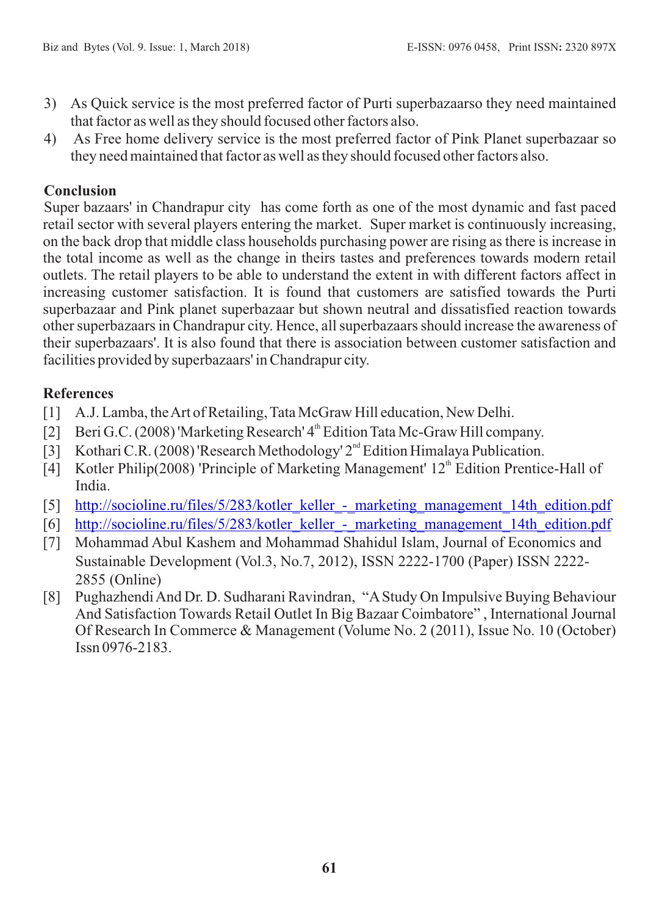3) As Quick service is the most preferred factor of Purti superbazaarso they need maintained that factor as well as they should focused other factors also.
4) As Free home delivery service is the most preferred factor of Pink Planet superbazaar so they need maintained that factor as well as they should focused other factors also.

## Conclusion

Super bazaars' in Chandrapur city has come forth as one of the most dynamic and fast paced retail sector with several players entering the market. Super market is continuously increasing, on the back drop that middle class households purchasing power are rising as there is increase in the total income as well as the change in theirs tastes and preferences towards modern retail outlets. The retail players to be able to understand the extent in with different factors affect in increasing customer satisfaction. It is found that customers are satisfied towards the Purti superbazaar and Pink planet superbazaar but shown neutral and dissatisfied reaction towards other superbazaars in Chandrapur city. Hence, all superbazaars should increase the awareness of their superbazaars'. It is also found that there is association between customer satisfaction and facilities provided by superbazaars' in Chandrapur city.

## References

[1] A.J. Lamba, the Art of Retailing, Tata McGraw Hill education, New Delhi.

[2] Beri G.C. (2008) 'Marketing Research' 4th Edition Tata Mc-Graw Hill company.

[3] Kothari C.R. (2008) 'Research Methodology' 2nd Edition Himalaya Publication.

[4] Kotler Philip(2008) 'Principle of Marketing Management' 12th Edition Prentice-Hall of India.

[5] http://socioline.ru/files/5/283/kotler_keller_-_marketing_management_14th_edition.pdf

[6] http://socioline.ru/files/5/283/kotler_keller_-_marketing_management_14th_edition.pdf

[7] Mohammad Abul Kashem and Mohammad Shahidul Islam, Journal of Economics and Sustainable Development (Vol.3, No.7, 2012), ISSN 2222-1700 (Paper) ISSN 2222-2855 (Online)

[8] Pughazhendi And Dr. D. Sudharani Ravindran, "A Study On Impulsive Buying Behaviour And Satisfaction Towards Retail Outlet In Big Bazaar Coimbatore" , International Journal Of Research In Commerce & Management (Volume No. 2 (2011), Issue No. 10 (October) Issn 0976-2183.